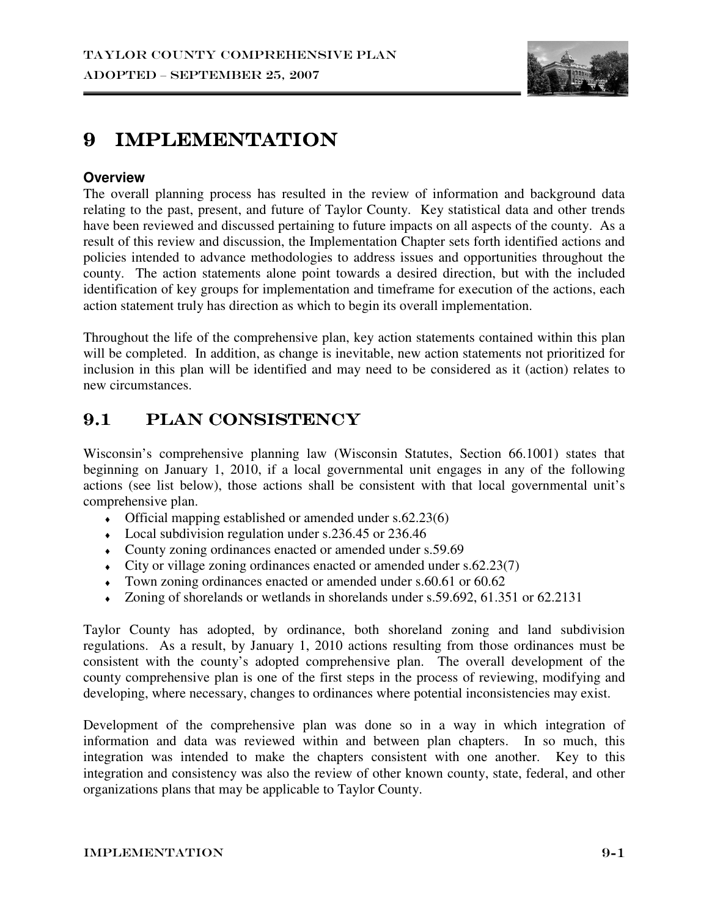# 9 IMPLEMENTATION

**Overview**

The overall planning process has resulted in the review of information and background data relating to the past, present, and future of Taylor County. Key statistical data and other trends have been reviewed and discussed pertaining to future impacts on all aspects of the county. As a result of this review and discussion, the Implementation Chapter sets forth identified actions and policies intended to advance methodologies to address issues and opportunities throughout the county. The action statements alone point towards a desired direction, but with the included identification of key groups for implementation and timeframe for execution of the actions, each action statement truly has direction as which to begin its overall implementation.

Throughout the life of the comprehensive plan, key action statements contained within this plan will be completed. In addition, as change is inevitable, new action statements not prioritized for inclusion in this plan will be identified and may need to be considered as it (action) relates to new circumstances.

## 9.1 PLAN CONSISTENCY

Wisconsin's comprehensive planning law (Wisconsin Statutes, Section 66.1001) states that beginning on January 1, 2010, if a local governmental unit engages in any of the following actions (see list below), those actions shall be consistent with that local governmental unit's comprehensive plan.

- Official mapping established or amended under s.62.23(6)
- Local subdivision regulation under s.236.45 or 236.46
- County zoning ordinances enacted or amended under s.59.69
- City or village zoning ordinances enacted or amended under s.62.23(7)
- Town zoning ordinances enacted or amended under s.60.61 or 60.62
- Zoning of shorelands or wetlands in shorelands under s.59.692, 61.351 or 62.2131

Taylor County has adopted, by ordinance, both shoreland zoning and land subdivision regulations. As a result, by January 1, 2010 actions resulting from those ordinances must be consistent with the county's adopted comprehensive plan. The overall development of the county comprehensive plan is one of the first steps in the process of reviewing, modifying and developing, where necessary, changes to ordinances where potential inconsistencies may exist.

Development of the comprehensive plan was done so in a way in which integration of information and data was reviewed within and between plan chapters. In so much, this integration was intended to make the chapters consistent with one another. Key to this integration and consistency was also the review of other known county, state, federal, and other organizations plans that may be applicable to Taylor County.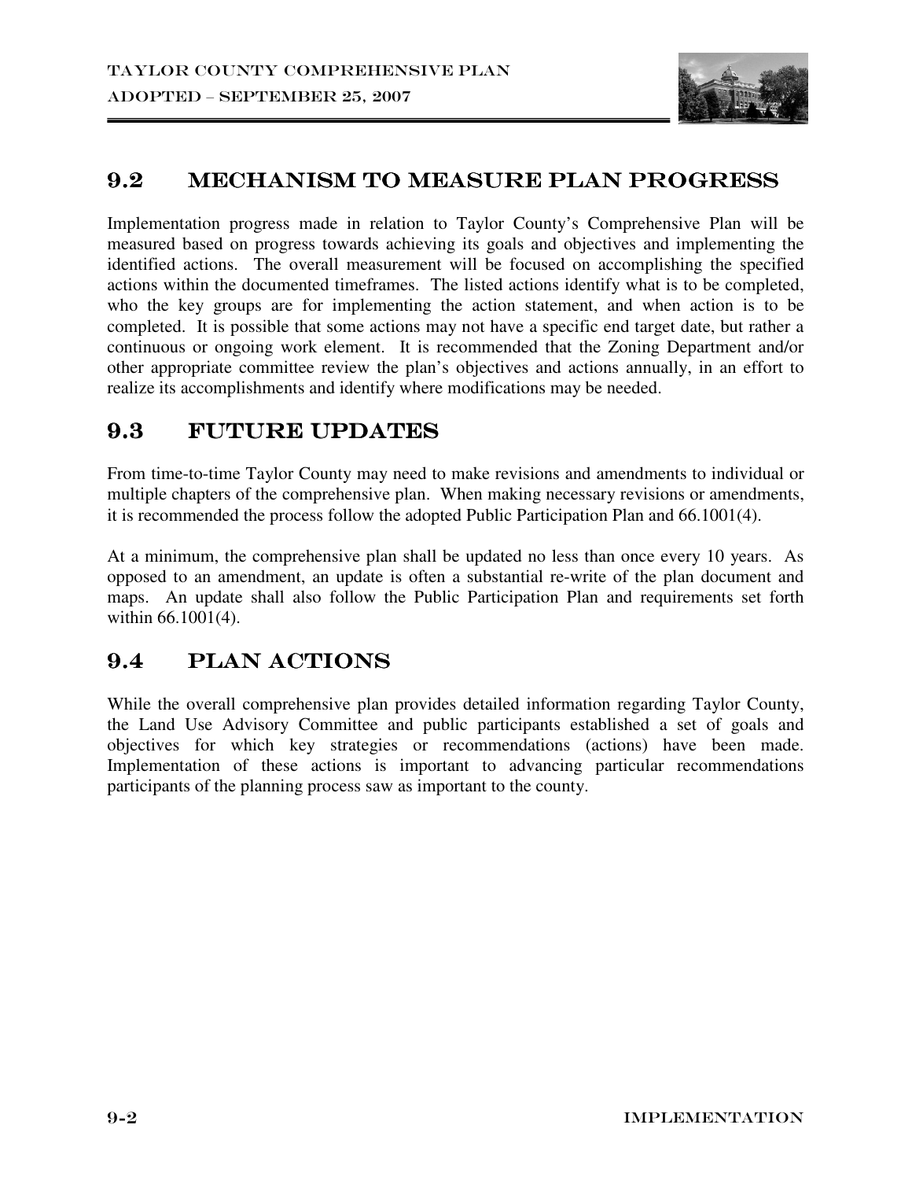## 9.2 MECHANISM TO MEASURE PLAN PROGRESS

Implementation progress made in relation to Taylor County's Comprehensive Plan will be measured based on progress towards achieving its goals and objectives and implementing the identified actions. The overall measurement will be focused on accomplishing the specified actions within the documented timeframes. The listed actions identify what is to be completed, who the key groups are for implementing the action statement, and when action is to be completed. It is possible that some actions may not have a specific end target date, but rather a continuous or ongoing work element. It is recommended that the Zoning Department and/or other appropriate committee review the plan's objectives and actions annually, in an effort to realize its accomplishments and identify where modifications may be needed.

## 9.3 FUTURE UPDATES

From time-to-time Taylor County may need to make revisions and amendments to individual or multiple chapters of the comprehensive plan. When making necessary revisions or amendments, it is recommended the process follow the adopted Public Participation Plan and 66.1001(4).

At a minimum, the comprehensive plan shall be updated no less than once every 10 years. As opposed to an amendment, an update is often a substantial re-write of the plan document and maps. An update shall also follow the Public Participation Plan and requirements set forth within 66.1001(4).

## 9.4 PLAN ACTIONS

While the overall comprehensive plan provides detailed information regarding Taylor County, the Land Use Advisory Committee and public participants established a set of goals and objectives for which key strategies or recommendations (actions) have been made. Implementation of these actions is important to advancing particular recommendations participants of the planning process saw as important to the county.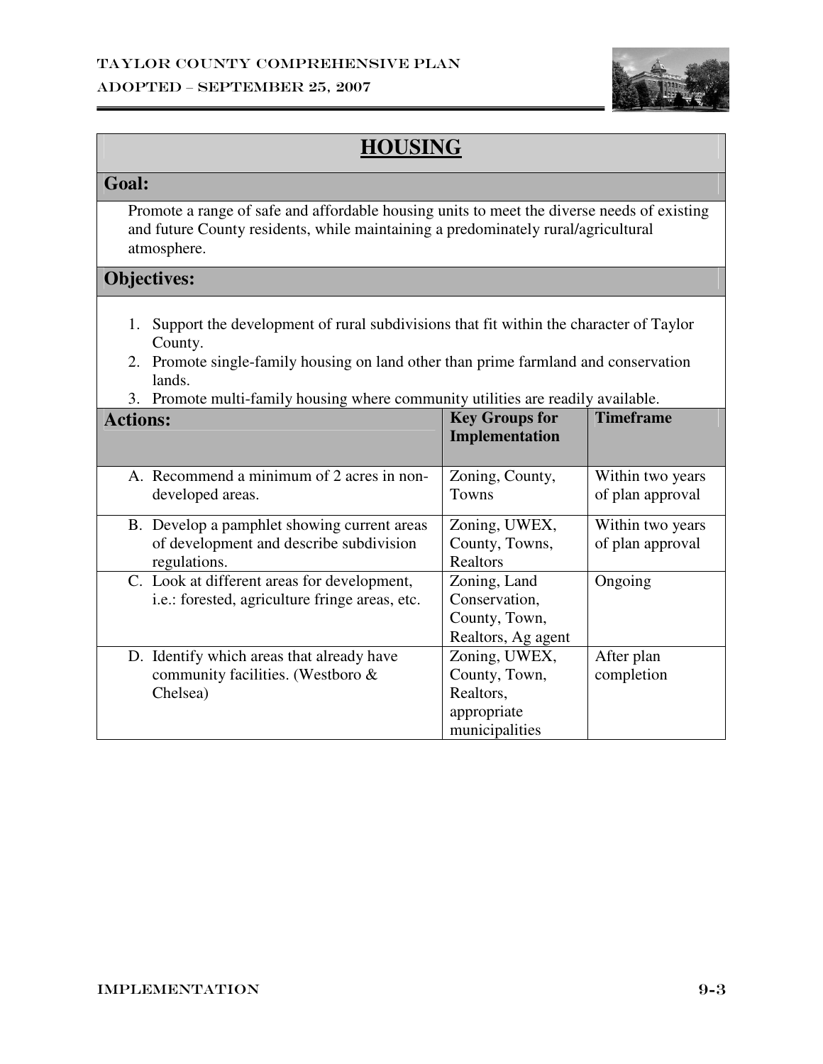# HOUSING

## Goal:

Promote a range of safe and affordable housing units to meet the diverse needs of existing and future County residents, while maintaining a predominately rural/agricultural atmosphere.

## Objectives:

1. Support the development of rural subdivisions that fit within the character of Taylor County.
2. Promote single-family housing on land other than prime farmland and conservation lands.
3. Promote multi-family housing where community utilities are readily available.

| Actions: | Key Groups for Implementation | Timeframe |
|---|---|---|
| A. Recommend a minimum of 2 acres in non-developed areas. | Zoning, County, Towns | Within two years of plan approval |
| B. Develop a pamphlet showing current areas of development and describe subdivision regulations. | Zoning, UWEX, County, Towns, Realtors | Within two years of plan approval |
| C. Look at different areas for development, i.e.: forested, agriculture fringe areas, etc. | Zoning, Land Conservation, County, Town, Realtors, Ag agent | Ongoing |
| D. Identify which areas that already have community facilities. (Westboro & Chelsea) | Zoning, UWEX, County, Town, Realtors, appropriate municipalities | After plan completion |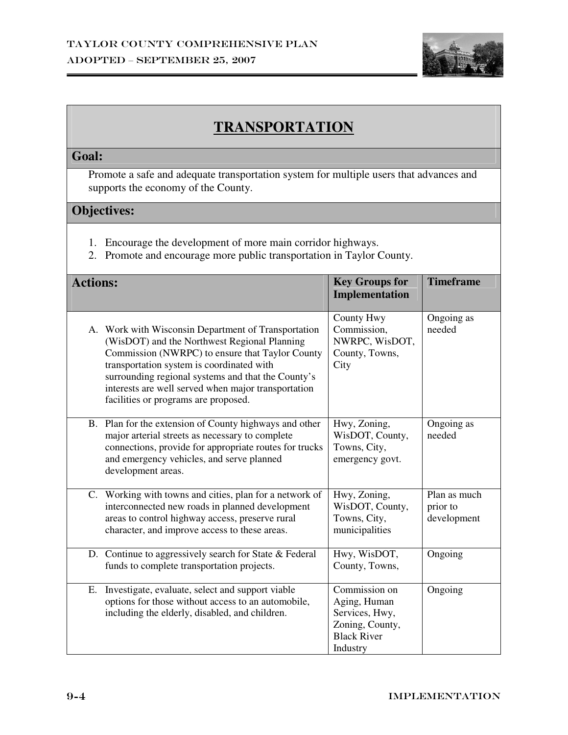# TRANSPORTATION

## Goal:

Promote a safe and adequate transportation system for multiple users that advances and supports the economy of the County.

## Objectives:

1. Encourage the development of more main corridor highways.
2. Promote and encourage more public transportation in Taylor County.

| Actions: | Key Groups for Implementation | Timeframe |
|---|---|---|
| A. Work with Wisconsin Department of Transportation (WisDOT) and the Northwest Regional Planning Commission (NWRPC) to ensure that Taylor County transportation system is coordinated with surrounding regional systems and that the County's interests are well served when major transportation facilities or programs are proposed. | County Hwy Commission, NWRPC, WisDOT, County, Towns, City | Ongoing as needed |
| B. Plan for the extension of County highways and other major arterial streets as necessary to complete connections, provide for appropriate routes for trucks and emergency vehicles, and serve planned development areas. | Hwy, Zoning, WisDOT, County, Towns, City, emergency govt. | Ongoing as needed |
| C. Working with towns and cities, plan for a network of interconnected new roads in planned development areas to control highway access, preserve rural character, and improve access to these areas. | Hwy, Zoning, WisDOT, County, Towns, City, municipalities | Plan as much prior to development |
| D. Continue to aggressively search for State & Federal funds to complete transportation projects. | Hwy, WisDOT, County, Towns, | Ongoing |
| E. Investigate, evaluate, select and support viable options for those without access to an automobile, including the elderly, disabled, and children. | Commission on Aging, Human Services, Hwy, Zoning, County, Black River Industry | Ongoing |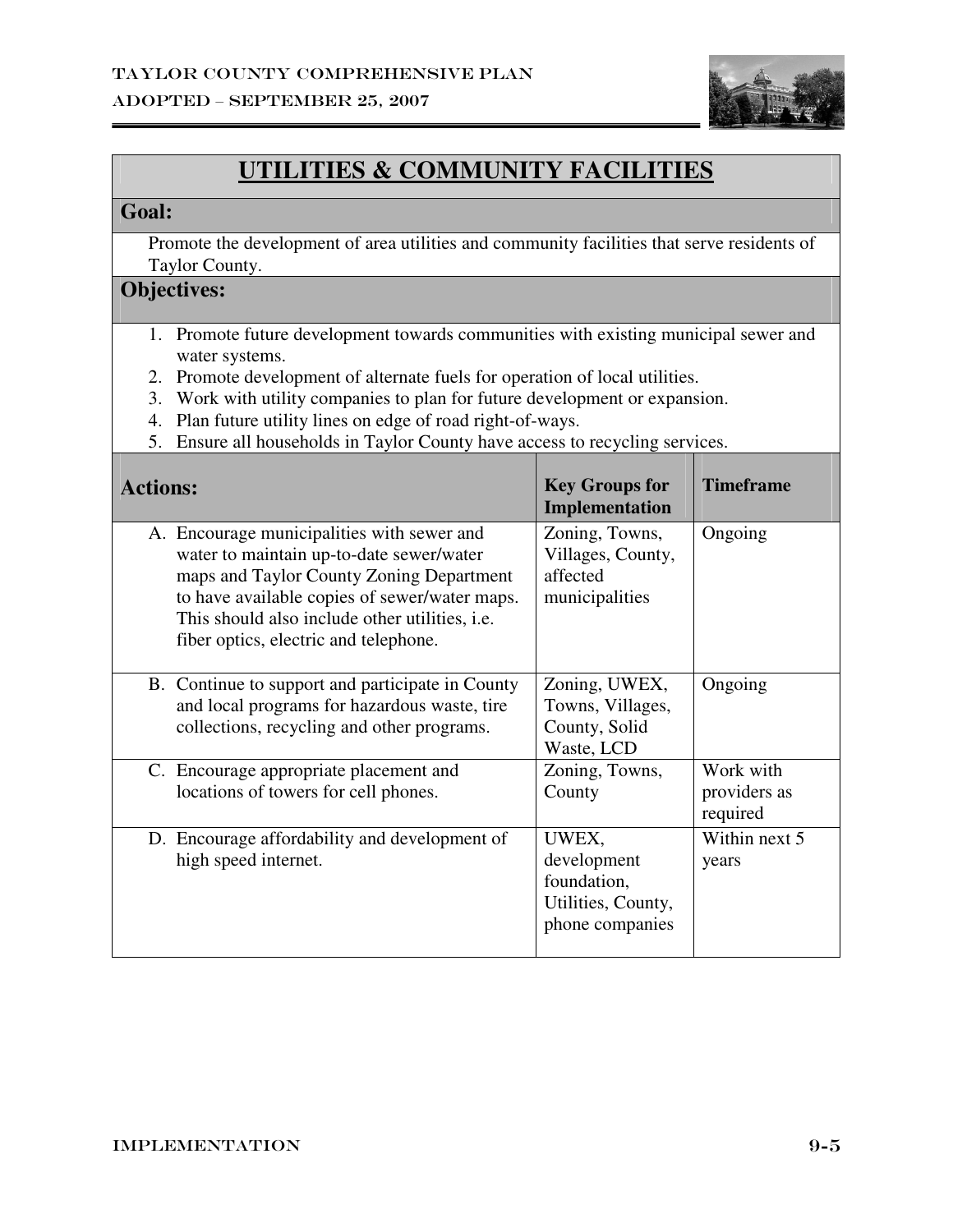# UTILITIES & COMMUNITY FACILITIES

## Goal:

Promote the development of area utilities and community facilities that serve residents of Taylor County.

## Objectives:

1. Promote future development towards communities with existing municipal sewer and water systems.
2. Promote development of alternate fuels for operation of local utilities.
3. Work with utility companies to plan for future development or expansion.
4. Plan future utility lines on edge of road right-of-ways.
5. Ensure all households in Taylor County have access to recycling services.

| Actions: | Key Groups for Implementation | Timeframe |
|---|---|---|
| A. Encourage municipalities with sewer and water to maintain up-to-date sewer/water maps and Taylor County Zoning Department to have available copies of sewer/water maps. This should also include other utilities, i.e. fiber optics, electric and telephone. | Zoning, Towns, Villages, County, affected municipalities | Ongoing |
| B. Continue to support and participate in County and local programs for hazardous waste, tire collections, recycling and other programs. | Zoning, UWEX, Towns, Villages, County, Solid Waste, LCD | Ongoing |
| C. Encourage appropriate placement and locations of towers for cell phones. | Zoning, Towns, County | Work with providers as required |
| D. Encourage affordability and development of high speed internet. | UWEX, development foundation, Utilities, County, phone companies | Within next 5 years |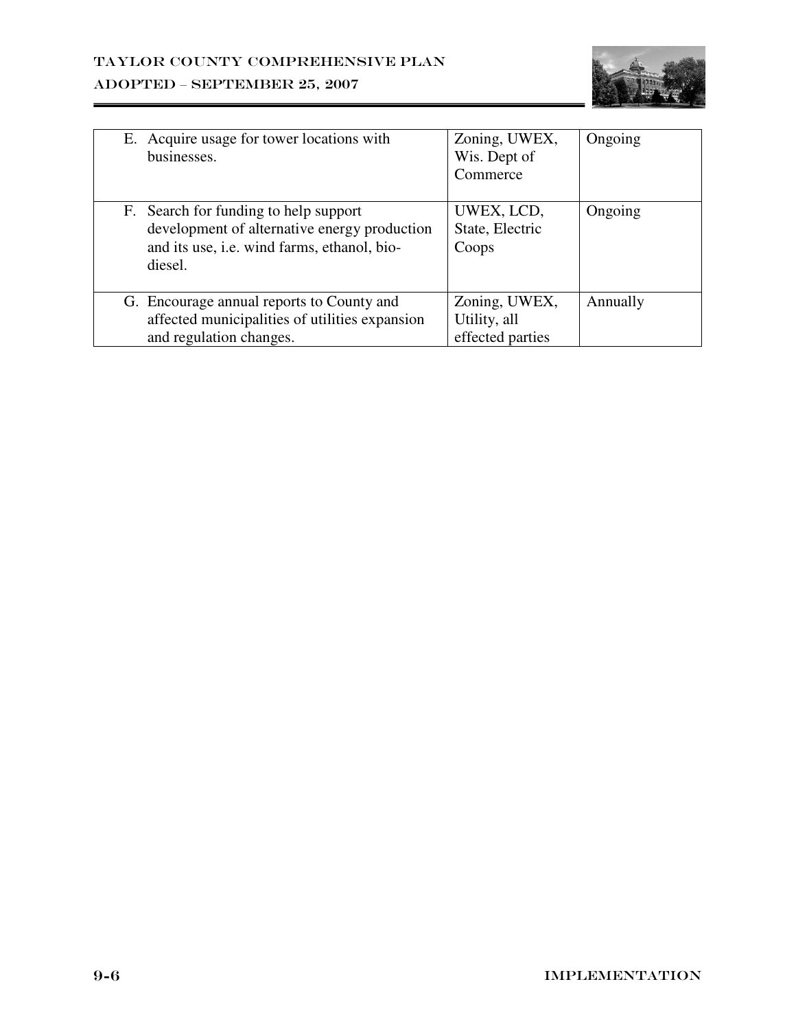| | | |
|---|---|---|
| E. Acquire usage for tower locations with businesses. | Zoning, UWEX, Wis. Dept of Commerce | Ongoing |
| F. Search for funding to help support development of alternative energy production and its use, i.e. wind farms, ethanol, bio-diesel. | UWEX, LCD, State, Electric Coops | Ongoing |
| G. Encourage annual reports to County and affected municipalities of utilities expansion and regulation changes. | Zoning, UWEX, Utility, all effected parties | Annually |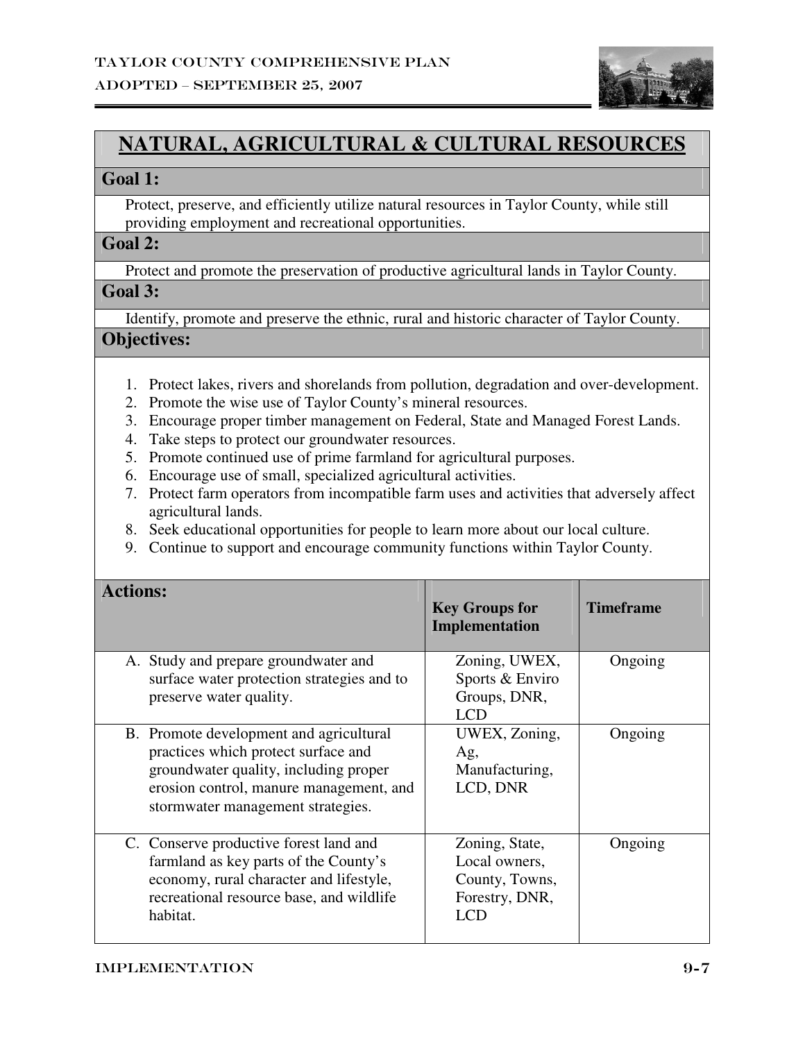# NATURAL, AGRICULTURAL & CULTURAL RESOURCES

## Goal 1:

Protect, preserve, and efficiently utilize natural resources in Taylor County, while still providing employment and recreational opportunities.

## Goal 2:

Protect and promote the preservation of productive agricultural lands in Taylor County.

## Goal 3:

Identify, promote and preserve the ethnic, rural and historic character of Taylor County.

## Objectives:

1. Protect lakes, rivers and shorelands from pollution, degradation and over-development.
2. Promote the wise use of Taylor County's mineral resources.
3. Encourage proper timber management on Federal, State and Managed Forest Lands.
4. Take steps to protect our groundwater resources.
5. Promote continued use of prime farmland for agricultural purposes.
6. Encourage use of small, specialized agricultural activities.
7. Protect farm operators from incompatible farm uses and activities that adversely affect agricultural lands.
8. Seek educational opportunities for people to learn more about our local culture.
9. Continue to support and encourage community functions within Taylor County.

| Actions: | Key Groups for Implementation | Timeframe |
|---|---|---|
| A. Study and prepare groundwater and surface water protection strategies and to preserve water quality. | Zoning, UWEX, Sports & Enviro Groups, DNR, LCD | Ongoing |
| B. Promote development and agricultural practices which protect surface and groundwater quality, including proper erosion control, manure management, and stormwater management strategies. | UWEX, Zoning, Ag, Manufacturing, LCD, DNR | Ongoing |
| C. Conserve productive forest land and farmland as key parts of the County's economy, rural character and lifestyle, recreational resource base, and wildlife habitat. | Zoning, State, Local owners, County, Towns, Forestry, DNR, LCD | Ongoing |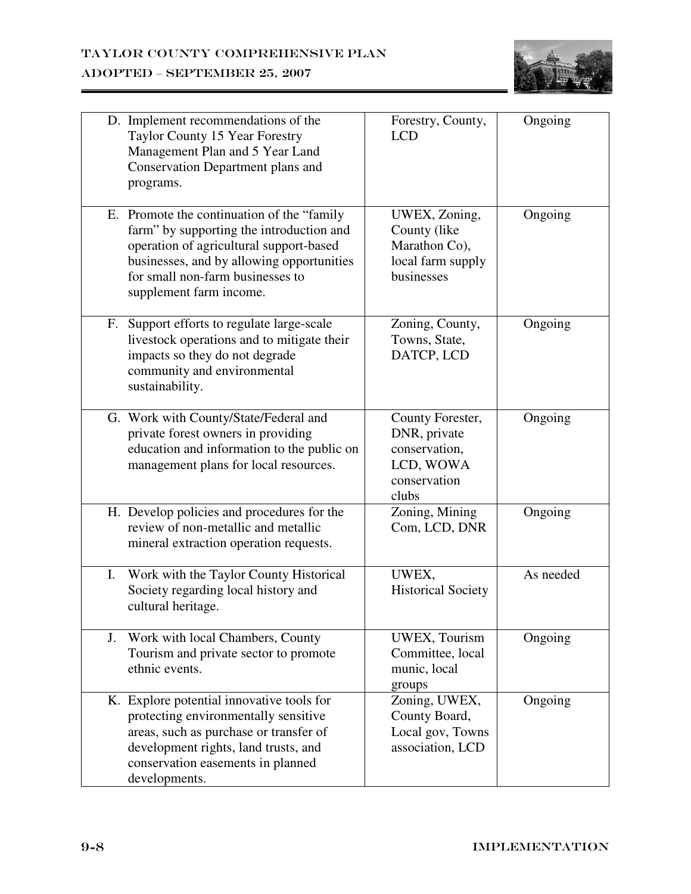| | | |
|---|---|---|
| D. Implement recommendations of the Taylor County 15 Year Forestry Management Plan and 5 Year Land Conservation Department plans and programs. | Forestry, County, LCD | Ongoing |
| E. Promote the continuation of the "family farm" by supporting the introduction and operation of agricultural support-based businesses, and by allowing opportunities for small non-farm businesses to supplement farm income. | UWEX, Zoning, County (like Marathon Co), local farm supply businesses | Ongoing |
| F. Support efforts to regulate large-scale livestock operations and to mitigate their impacts so they do not degrade community and environmental sustainability. | Zoning, County, Towns, State, DATCP, LCD | Ongoing |
| G. Work with County/State/Federal and private forest owners in providing education and information to the public on management plans for local resources. | County Forester, DNR, private conservation, LCD, WOWA conservation clubs | Ongoing |
| H. Develop policies and procedures for the review of non-metallic and metallic mineral extraction operation requests. | Zoning, Mining Com, LCD, DNR | Ongoing |
| I. Work with the Taylor County Historical Society regarding local history and cultural heritage. | UWEX, Historical Society | As needed |
| J. Work with local Chambers, County Tourism and private sector to promote ethnic events. | UWEX, Tourism Committee, local munic, local groups | Ongoing |
| K. Explore potential innovative tools for protecting environmentally sensitive areas, such as purchase or transfer of development rights, land trusts, and conservation easements in planned developments. | Zoning, UWEX, County Board, Local gov, Towns association, LCD | Ongoing |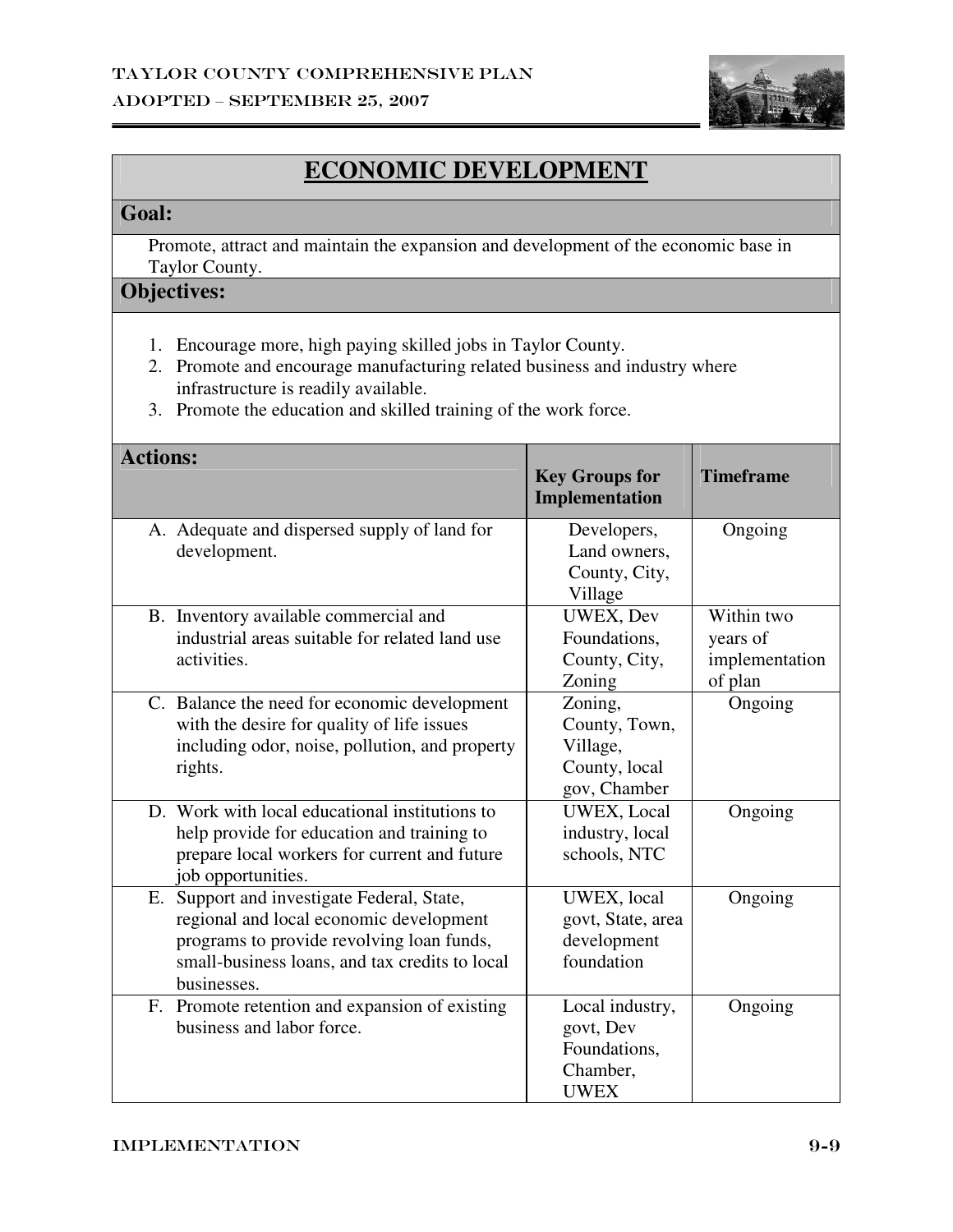## ECONOMIC DEVELOPMENT

### Goal:

Promote, attract and maintain the expansion and development of the economic base in Taylor County.

### Objectives:

1. Encourage more, high paying skilled jobs in Taylor County.
2. Promote and encourage manufacturing related business and industry where infrastructure is readily available.
3. Promote the education and skilled training of the work force.

| Actions: | Key Groups for Implementation | Timeframe |
|---|---|---|
| A. Adequate and dispersed supply of land for development. | Developers, Land owners, County, City, Village | Ongoing |
| B. Inventory available commercial and industrial areas suitable for related land use activities. | UWEX, Dev Foundations, County, City, Zoning | Within two years of implementation of plan |
| C. Balance the need for economic development with the desire for quality of life issues including odor, noise, pollution, and property rights. | Zoning, County, Town, Village, County, local gov, Chamber | Ongoing |
| D. Work with local educational institutions to help provide for education and training to prepare local workers for current and future job opportunities. | UWEX, Local industry, local schools, NTC | Ongoing |
| E. Support and investigate Federal, State, regional and local economic development programs to provide revolving loan funds, small-business loans, and tax credits to local businesses. | UWEX, local govt, State, area development foundation | Ongoing |
| F. Promote retention and expansion of existing business and labor force. | Local industry, govt, Dev Foundations, Chamber, UWEX | Ongoing |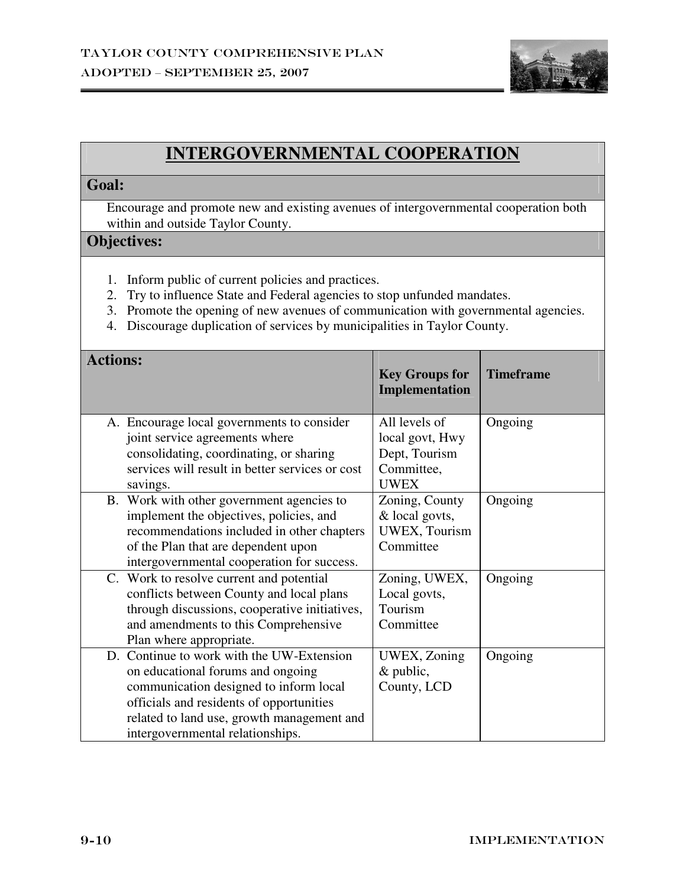## INTERGOVERNMENTAL COOPERATION

**Goal:**

Encourage and promote new and existing avenues of intergovernmental cooperation both within and outside Taylor County.

**Objectives:**

1. Inform public of current policies and practices.
2. Try to influence State and Federal agencies to stop unfunded mandates.
3. Promote the opening of new avenues of communication with governmental agencies.
4. Discourage duplication of services by municipalities in Taylor County.

| Actions: | Key Groups for Implementation | Timeframe |
|---|---|---|
| A. Encourage local governments to consider joint service agreements where consolidating, coordinating, or sharing services will result in better services or cost savings. | All levels of local govt, Hwy Dept, Tourism Committee, UWEX | Ongoing |
| B. Work with other government agencies to implement the objectives, policies, and recommendations included in other chapters of the Plan that are dependent upon intergovernmental cooperation for success. | Zoning, County & local govts, UWEX, Tourism Committee | Ongoing |
| C. Work to resolve current and potential conflicts between County and local plans through discussions, cooperative initiatives, and amendments to this Comprehensive Plan where appropriate. | Zoning, UWEX, Local govts, Tourism Committee | Ongoing |
| D. Continue to work with the UW-Extension on educational forums and ongoing communication designed to inform local officials and residents of opportunities related to land use, growth management and intergovernmental relationships. | UWEX, Zoning & public, County, LCD | Ongoing |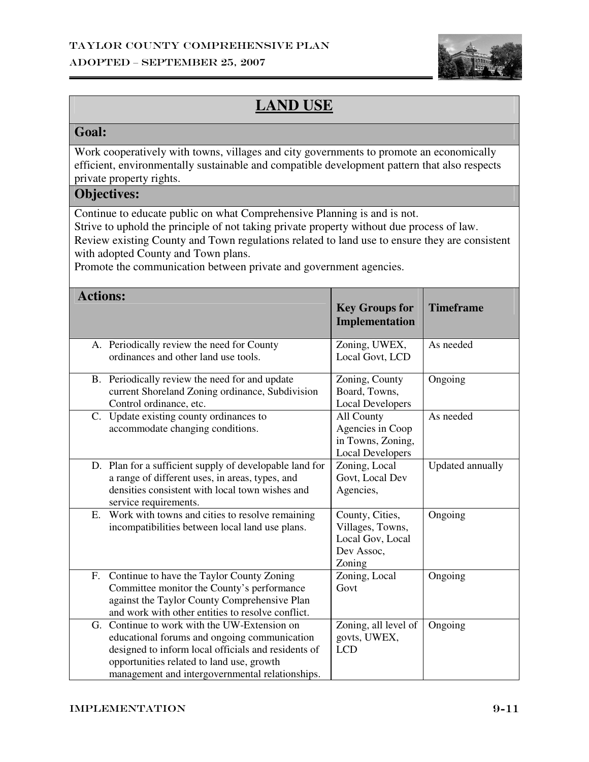# LAND USE

## Goal:

Work cooperatively with towns, villages and city governments to promote an economically efficient, environmentally sustainable and compatible development pattern that also respects private property rights.

## Objectives:

Continue to educate public on what Comprehensive Planning is and is not.
Strive to uphold the principle of not taking private property without due process of law.
Review existing County and Town regulations related to land use to ensure they are consistent with adopted County and Town plans.
Promote the communication between private and government agencies.

| Actions: | Key Groups for Implementation | Timeframe |
|---|---|---|
| A. Periodically review the need for County ordinances and other land use tools. | Zoning, UWEX, Local Govt, LCD | As needed |
| B. Periodically review the need for and update current Shoreland Zoning ordinance, Subdivision Control ordinance, etc. | Zoning, County Board, Towns, Local Developers | Ongoing |
| C. Update existing county ordinances to accommodate changing conditions. | All County Agencies in Coop in Towns, Zoning, Local Developers | As needed |
| D. Plan for a sufficient supply of developable land for a range of different uses, in areas, types, and densities consistent with local town wishes and service requirements. | Zoning, Local Govt, Local Dev Agencies, | Updated annually |
| E. Work with towns and cities to resolve remaining incompatibilities between local land use plans. | County, Cities, Villages, Towns, Local Gov, Local Dev Assoc, Zoning | Ongoing |
| F. Continue to have the Taylor County Zoning Committee monitor the County's performance against the Taylor County Comprehensive Plan and work with other entities to resolve conflict. | Zoning, Local Govt | Ongoing |
| G. Continue to work with the UW-Extension on educational forums and ongoing communication designed to inform local officials and residents of opportunities related to land use, growth management and intergovernmental relationships. | Zoning, all level of govts, UWEX, LCD | Ongoing |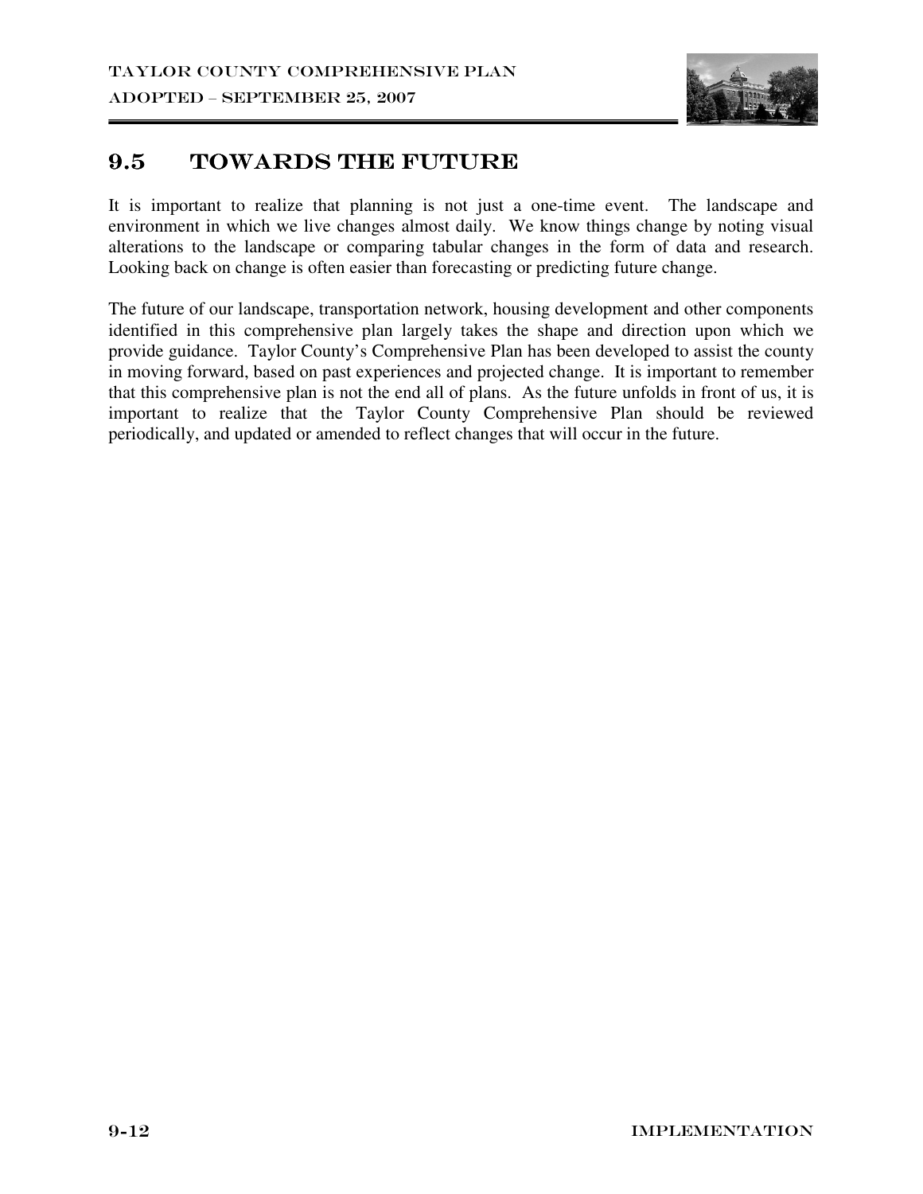## 9.5 TOWARDS THE FUTURE

It is important to realize that planning is not just a one-time event. The landscape and environment in which we live changes almost daily. We know things change by noting visual alterations to the landscape or comparing tabular changes in the form of data and research. Looking back on change is often easier than forecasting or predicting future change.

The future of our landscape, transportation network, housing development and other components identified in this comprehensive plan largely takes the shape and direction upon which we provide guidance. Taylor County's Comprehensive Plan has been developed to assist the county in moving forward, based on past experiences and projected change. It is important to remember that this comprehensive plan is not the end all of plans. As the future unfolds in front of us, it is important to realize that the Taylor County Comprehensive Plan should be reviewed periodically, and updated or amended to reflect changes that will occur in the future.